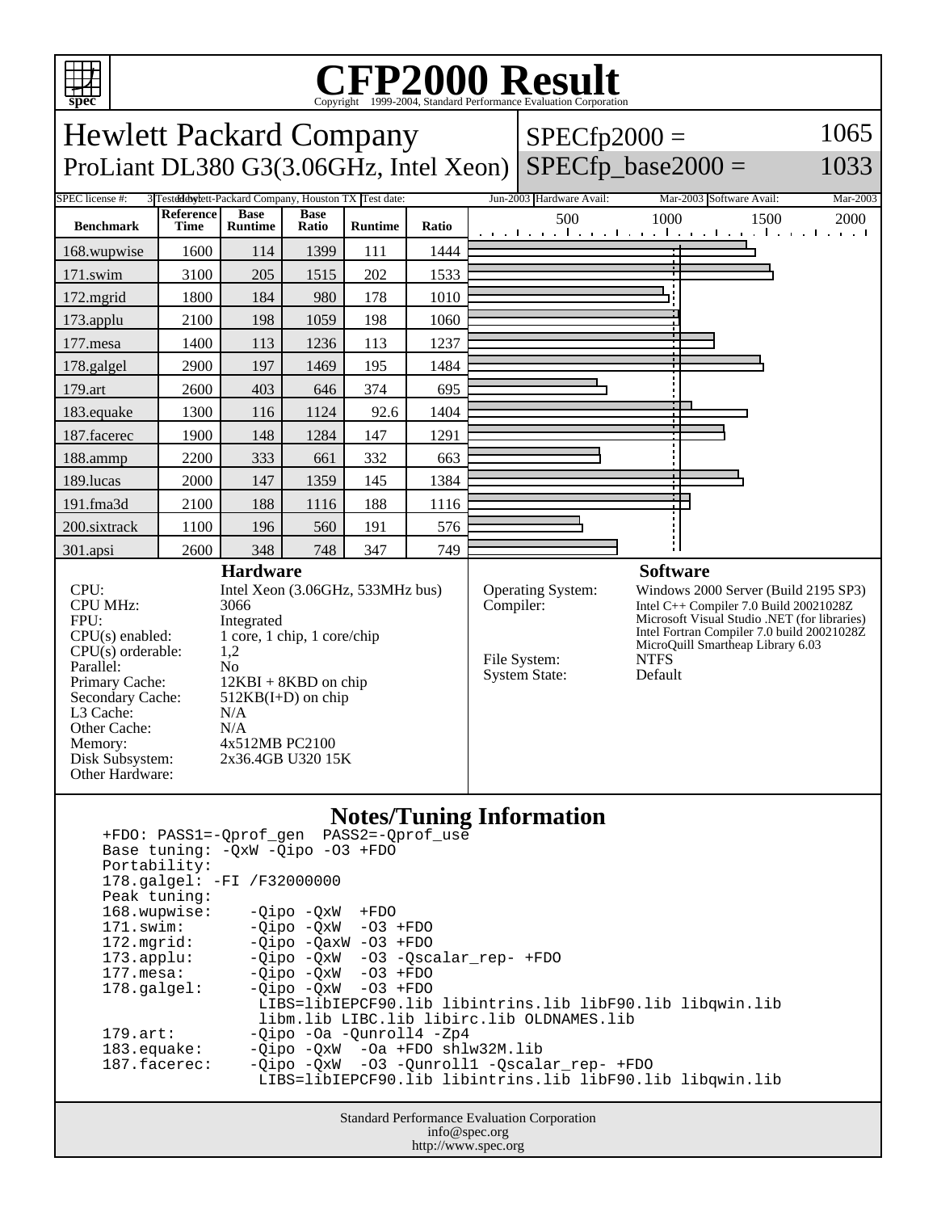# CFP2000 Result

Copyright 1999-2004, Standard Performance Evaluation Corporation

## Hewlett Packard Company
## ProLiant DL380 G3(3.06GHz, Intel Xeon)

SPECfp2000 = 1065
SPECfp_base2000 = 1033

| SPEC license #: | 3 | Tested by: | Hewlett-Packard Company, Houston TX | Test date: | Jun-2003 | Hardware Avail: | Mar-2003 | Software Avail: | Mar-2003 |
|---|---|---|---|---|---|---|---|---|---|

| Benchmark | Reference Time | Base Runtime | Base Ratio | Runtime | Ratio |
|---|---|---|---|---|---|
| 168.wupwise | 1600 | 114 | 1399 | 111 | 1444 |
| 171.swim | 3100 | 205 | 1515 | 202 | 1533 |
| 172.mgrid | 1800 | 184 | 980 | 178 | 1010 |
| 173.applu | 2100 | 198 | 1059 | 198 | 1060 |
| 177.mesa | 1400 | 113 | 1236 | 113 | 1237 |
| 178.galgel | 2900 | 197 | 1469 | 195 | 1484 |
| 179.art | 2600 | 403 | 646 | 374 | 695 |
| 183.equake | 1300 | 116 | 1124 | 92.6 | 1404 |
| 187.facerec | 1900 | 148 | 1284 | 147 | 1291 |
| 188.ammp | 2200 | 333 | 661 | 332 | 663 |
| 189.lucas | 2000 | 147 | 1359 | 145 | 1384 |
| 191.fma3d | 2100 | 188 | 1116 | 188 | 1116 |
| 200.sixtrack | 1100 | 196 | 560 | 191 | 576 |
| 301.apsi | 2600 | 348 | 748 | 347 | 749 |

### Hardware

| | |
|---|---|
| CPU: | Intel Xeon (3.06GHz, 533MHz bus) |
| CPU MHz: | 3066 |
| FPU: | Integrated |
| CPU(s) enabled: | 1 core, 1 chip, 1 core/chip |
| CPU(s) orderable: | 1,2 |
| Parallel: | No |
| Primary Cache: | 12KBI + 8KBD on chip |
| Secondary Cache: | 512KB(I+D) on chip |
| L3 Cache: | N/A |
| Other Cache: | N/A |
| Memory: | 4x512MB PC2100 |
| Disk Subsystem: | 2x36.4GB U320 15K |
| Other Hardware: | |

### Software

| | |
|---|---|
| Operating System: | Windows 2000 Server (Build 2195 SP3) |
| Compiler: | Intel C++ Compiler 7.0 Build 20021028Z<br>Microsoft Visual Studio .NET (for libraries)<br>Intel Fortran Compiler 7.0 build 20021028Z<br>MicroQuill Smartheap Library 6.03 |
| File System: | NTFS |
| System State: | Default |

### Notes/Tuning Information

```
+FDO: PASS1=-Qprof_gen  PASS2=-Qprof_use
Base tuning: -QxW -Qipo -O3 +FDO
Portability:
178.galgel: -FI /F32000000
Peak tuning:
168.wupwise:    -Qipo -QxW  +FDO
171.swim:       -Qipo -QxW  -O3 +FDO
172.mgrid:      -Qipo -QaxW -O3 +FDO
173.applu:      -Qipo -QxW  -O3 -Qscalar_rep- +FDO
177.mesa:       -Qipo -QxW  -O3 +FDO
178.galgel:     -Qipo -QxW  -O3 +FDO
                 LIBS=libIEPCF90.lib libintrins.lib libF90.lib libqwin.lib
                 libm.lib LIBC.lib libirc.lib OLDNAMES.lib
179.art:        -Qipo -Oa -Qunroll4 -Zp4
183.equake:     -Qipo -QxW  -Oa +FDO shlw32M.lib
187.facerec:    -Qipo -QxW  -O3 -Qunroll1 -Qscalar_rep- +FDO
                 LIBS=libIEPCF90.lib libintrins.lib libF90.lib libqwin.lib
```

Standard Performance Evaluation Corporation
info@spec.org
http://www.spec.org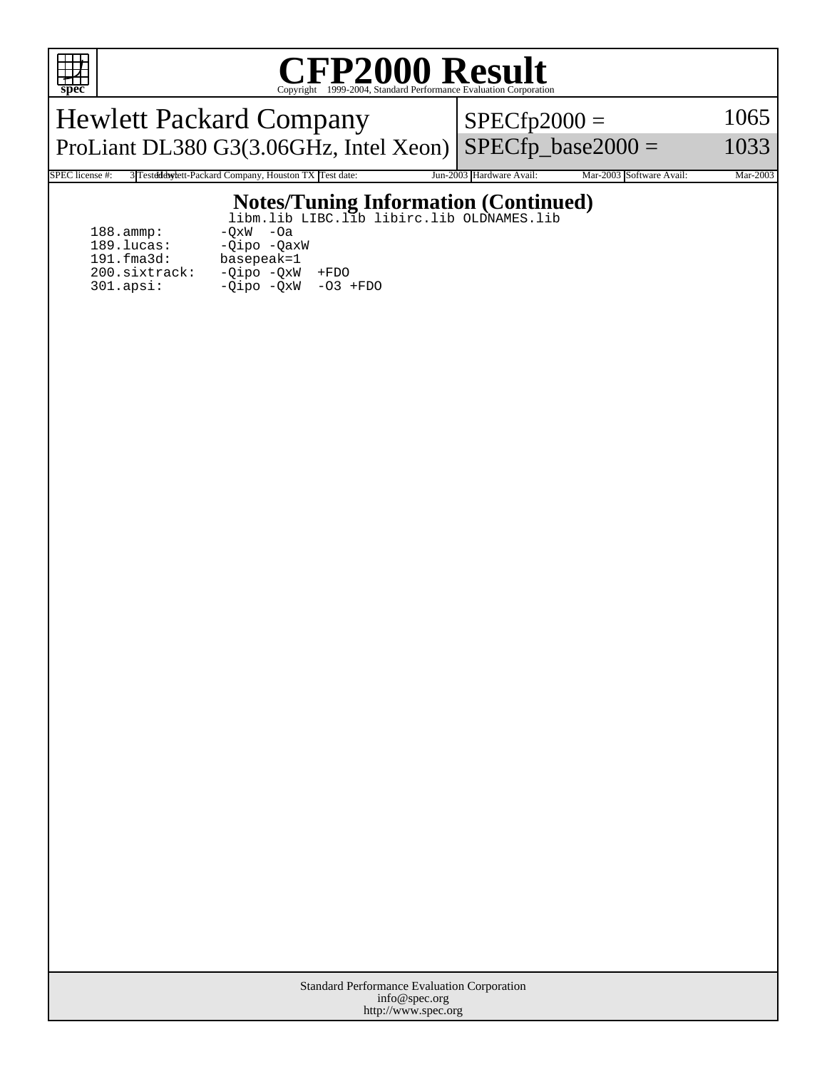# CFP2000 Result

Copyright 1999-2004, Standard Performance Evaluation Corporation

Hewlett Packard Company
ProLiant DL380 G3(3.06GHz, Intel Xeon)

SPECfp2000 = 1065
SPECfp_base2000 = 1033

| SPEC license #: | 3 | Tested by: | Hewlett-Packard Company, Houston TX | Test date: | Jun-2003 | Hardware Avail: | Mar-2003 | Software Avail: | Mar-2003 |
|---|---|---|---|---|---|---|---|---|---|

## Notes/Tuning Information (Continued)

```
                     libm.lib LIBC.lib libirc.lib OLDNAMES.lib
    188.ammp:       -QxW  -Oa
    189.lucas:      -Qipo -QaxW
    191.fma3d:      basepeak=1
    200.sixtrack:   -Qipo -QxW  +FDO
    301.apsi:       -Qipo -QxW  -O3 +FDO
```

Standard Performance Evaluation Corporation
info@spec.org
http://www.spec.org